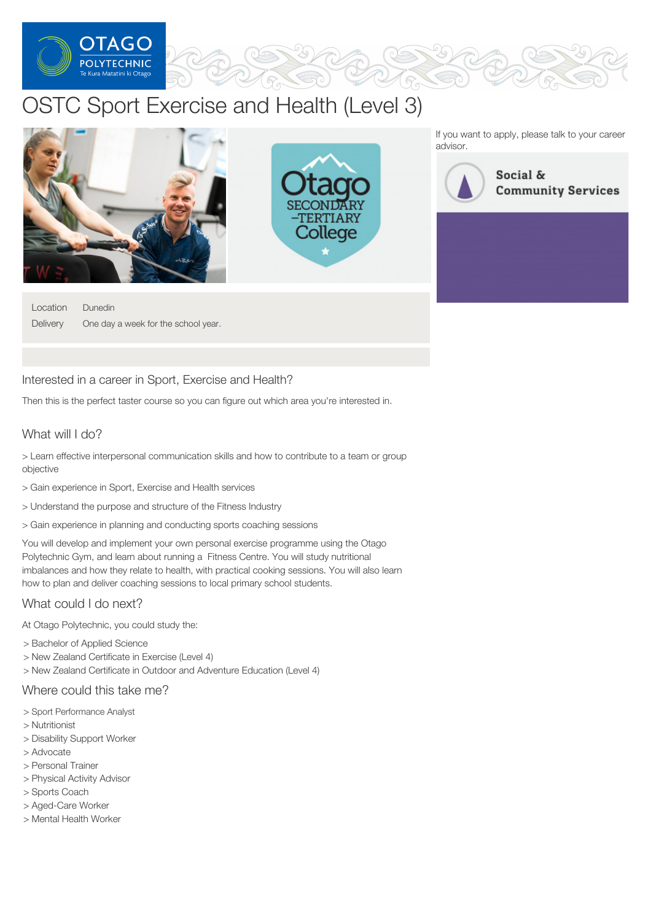# OSTC Sport Exercise and Health (Level 3)

If you want to apply, please talk to your career advisor.

Social & Community Services

| | |
|---|---|
| Location | Dunedin |
| Delivery | One day a week for the school year. |

## Interested in a career in Sport, Exercise and Health?

Then this is the perfect taster course so you can figure out which area you're interested in.

## What will I do?

> Learn effective interpersonal communication skills and how to contribute to a team or group objective

> Gain experience in Sport, Exercise and Health services

> Understand the purpose and structure of the Fitness Industry

> Gain experience in planning and conducting sports coaching sessions

You will develop and implement your own personal exercise programme using the Otago Polytechnic Gym, and learn about running a  Fitness Centre. You will study nutritional imbalances and how they relate to health, with practical cooking sessions. You will also learn how to plan and deliver coaching sessions to local primary school students.

## What could I do next?

At Otago Polytechnic, you could study the:

> Bachelor of Applied Science  
> New Zealand Certificate in Exercise (Level 4)  
> New Zealand Certificate in Outdoor and Adventure Education (Level 4)

## Where could this take me?

> Sport Performance Analyst  
> Nutritionist  
> Disability Support Worker  
> Advocate  
> Personal Trainer  
> Physical Activity Advisor  
> Sports Coach  
> Aged-Care Worker  
> Mental Health Worker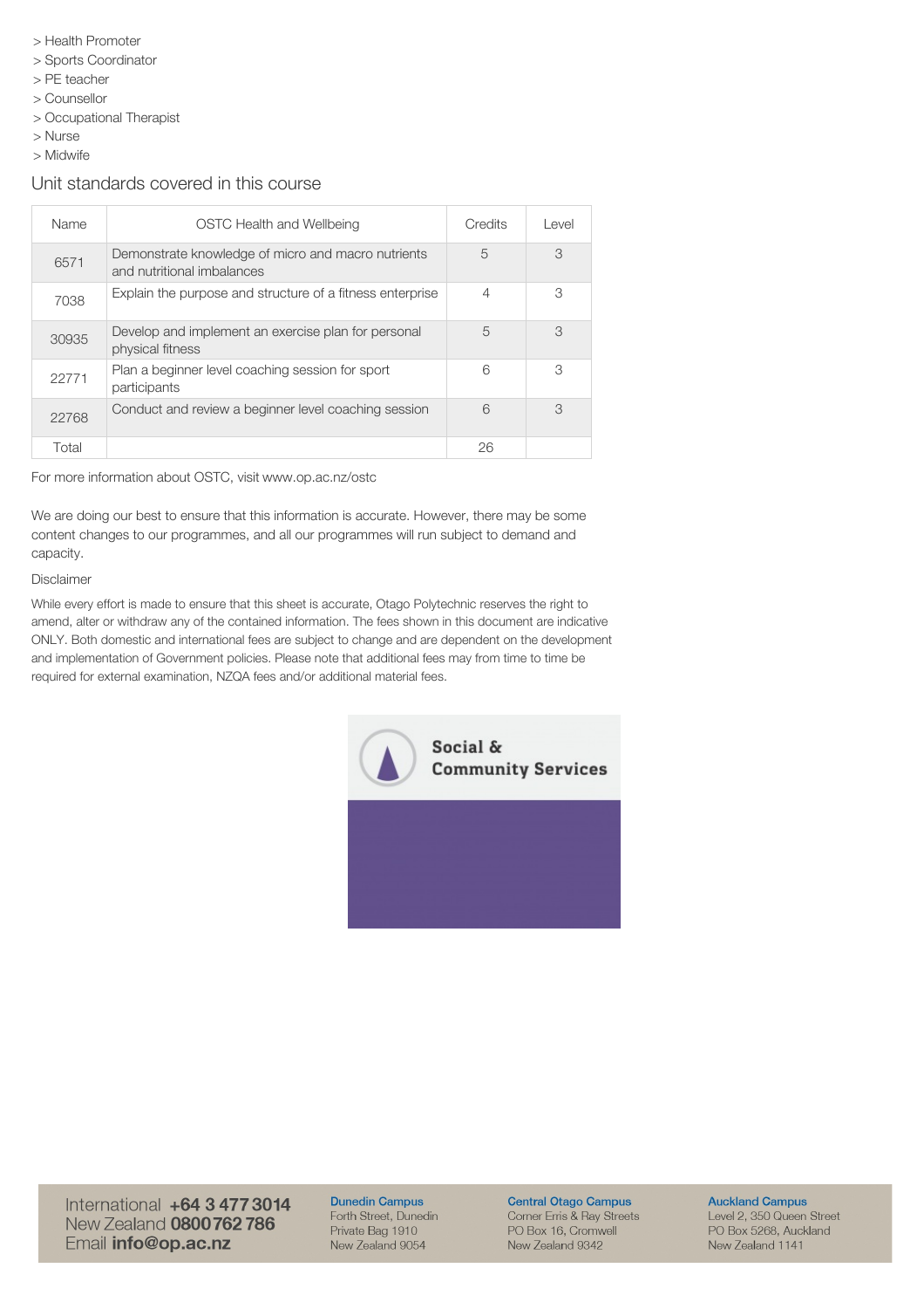> Health Promoter
> Sports Coordinator
> PE teacher
> Counsellor
> Occupational Therapist
> Nurse
> Midwife

## Unit standards covered in this course

| Name | OSTC Health and Wellbeing | Credits | Level |
|---|---|---|---|
| 6571 | Demonstrate knowledge of micro and macro nutrients and nutritional imbalances | 5 | 3 |
| 7038 | Explain the purpose and structure of a fitness enterprise | 4 | 3 |
| 30935 | Develop and implement an exercise plan for personal physical fitness | 5 | 3 |
| 22771 | Plan a beginner level coaching session for sport participants | 6 | 3 |
| 22768 | Conduct and review a beginner level coaching session | 6 | 3 |
| Total | | 26 | |

For more information about OSTC, visit www.op.ac.nz/ostc

We are doing our best to ensure that this information is accurate. However, there may be some content changes to our programmes, and all our programmes will run subject to demand and capacity.

Disclaimer

While every effort is made to ensure that this sheet is accurate, Otago Polytechnic reserves the right to amend, alter or withdraw any of the contained information. The fees shown in this document are indicative ONLY. Both domestic and international fees are subject to change and are dependent on the development and implementation of Government policies. Please note that additional fees may from time to time be required for external examination, NZQA fees and/or additional material fees.

**Social & Community Services**

International **+64 3 477 3014**
New Zealand **0800 762 786**
Email **info@op.ac.nz**

**Dunedin Campus**
Forth Street, Dunedin
Private Bag 1910
New Zealand 9054

**Central Otago Campus**
Corner Erris & Ray Streets
PO Box 16, Cromwell
New Zealand 9342

**Auckland Campus**
Level 2, 350 Queen Street
PO Box 5268, Auckland
New Zealand 1141